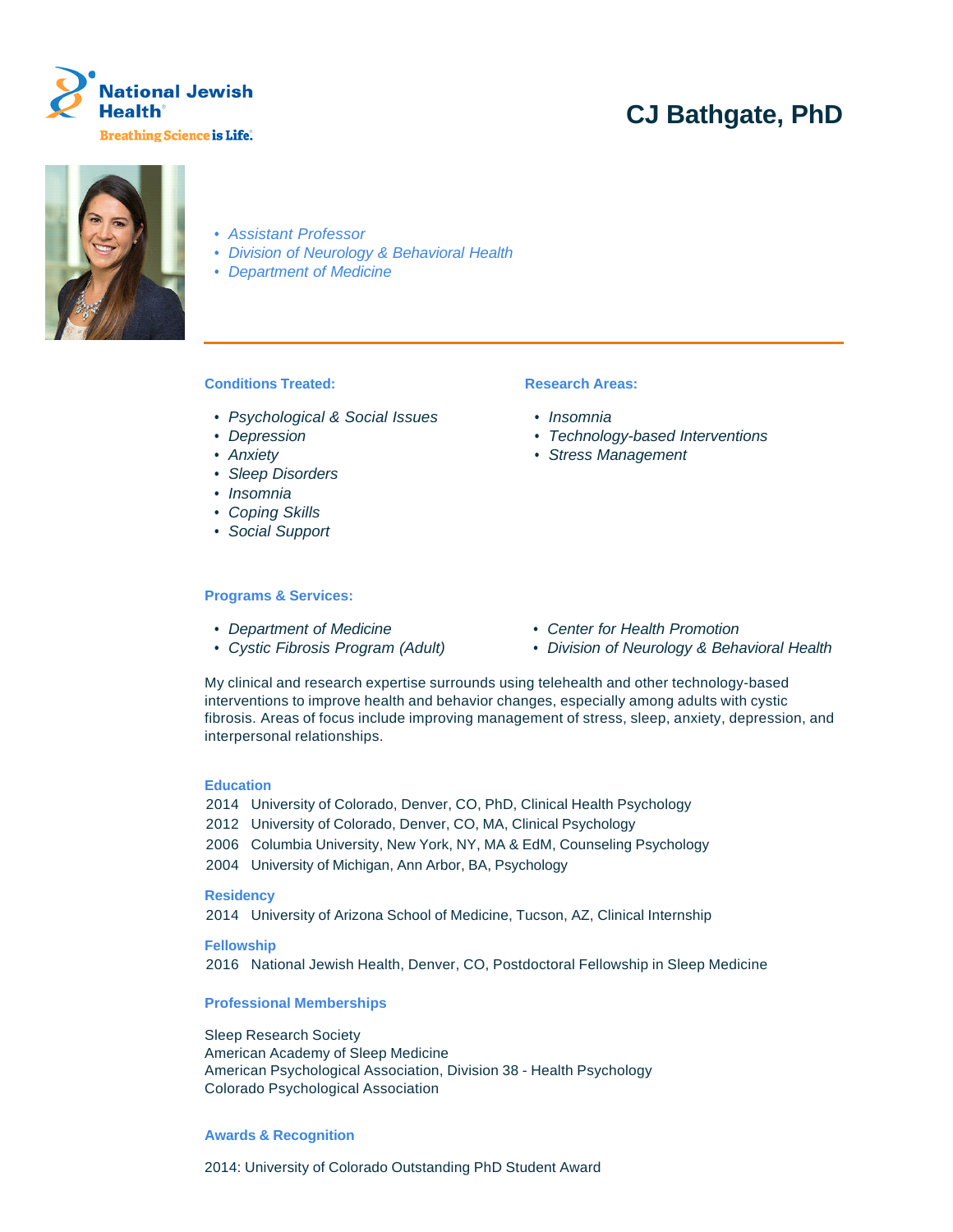National Jewish Health

Breathing Science is Life.

# CJ Bathgate, PhD

- *Assistant Professor*
- *Division of Neurology & Behavioral Health*
- *Department of Medicine*

**Conditions Treated:**

- *Psychological & Social Issues*
- *Depression*
- *Anxiety*
- *Sleep Disorders*
- *Insomnia*
- *Coping Skills*
- *Social Support*

**Research Areas:**

- *Insomnia*
- *Technology-based Interventions*
- *Stress Management*

**Programs & Services:**

- *Department of Medicine*
- *Cystic Fibrosis Program (Adult)*
- *Center for Health Promotion*
- *Division of Neurology & Behavioral Health*

My clinical and research expertise surrounds using telehealth and other technology-based interventions to improve health and behavior changes, especially among adults with cystic fibrosis. Areas of focus include improving management of stress, sleep, anxiety, depression, and interpersonal relationships.

## Education

2014 University of Colorado, Denver, CO, PhD, Clinical Health Psychology
2012 University of Colorado, Denver, CO, MA, Clinical Psychology
2006 Columbia University, New York, NY, MA & EdM, Counseling Psychology
2004 University of Michigan, Ann Arbor, BA, Psychology

## Residency

2014 University of Arizona School of Medicine, Tucson, AZ, Clinical Internship

## Fellowship

2016 National Jewish Health, Denver, CO, Postdoctoral Fellowship in Sleep Medicine

## Professional Memberships

Sleep Research Society
American Academy of Sleep Medicine
American Psychological Association, Division 38 - Health Psychology
Colorado Psychological Association

## Awards & Recognition

2014: University of Colorado Outstanding PhD Student Award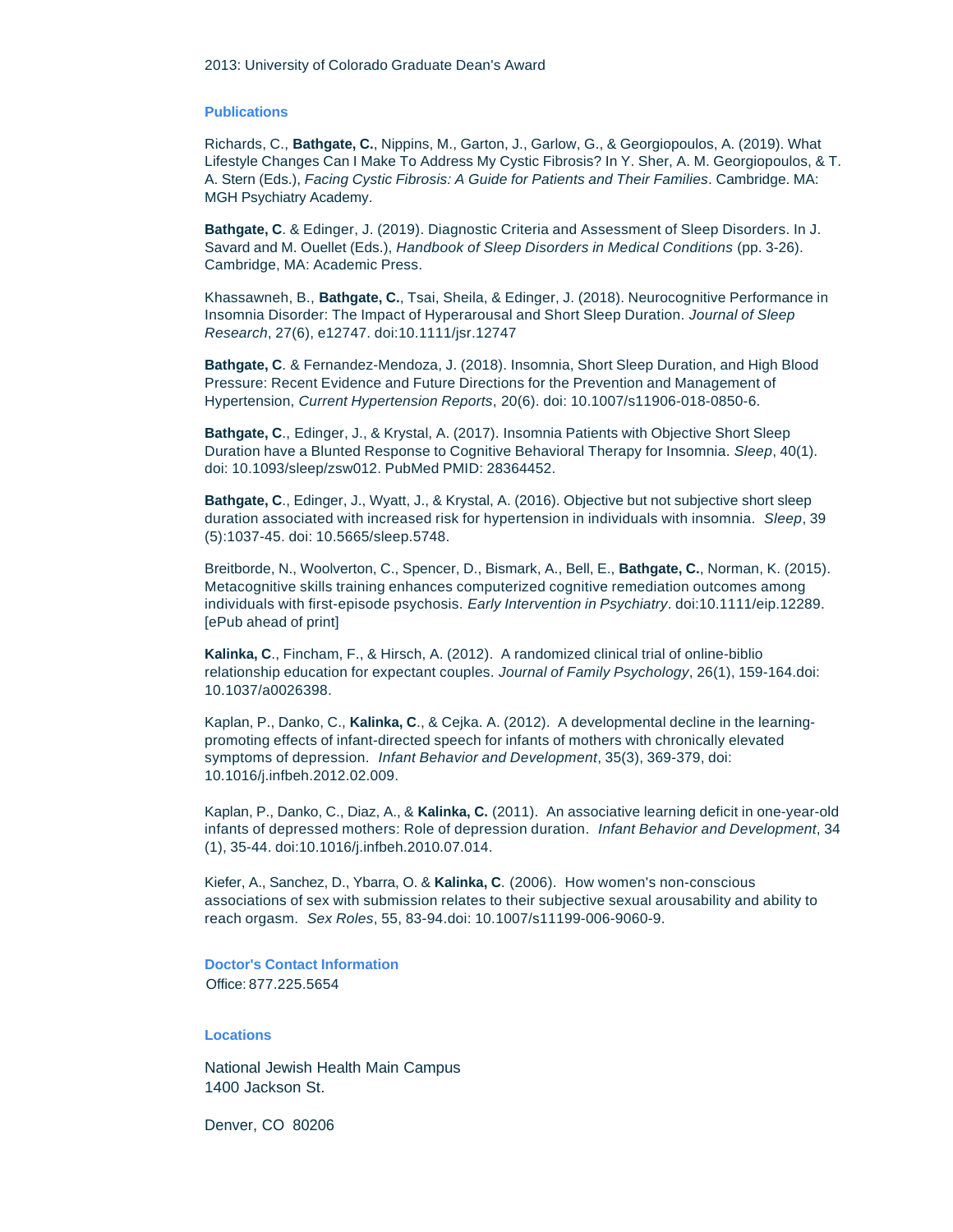2013: University of Colorado Graduate Dean's Award

### Publications

Richards, C., **Bathgate, C.**, Nippins, M., Garton, J., Garlow, G., & Georgiopoulos, A. (2019). What Lifestyle Changes Can I Make To Address My Cystic Fibrosis? In Y. Sher, A. M. Georgiopoulos, & T. A. Stern (Eds.), *Facing Cystic Fibrosis: A Guide for Patients and Their Families*. Cambridge. MA: MGH Psychiatry Academy.

**Bathgate, C**. & Edinger, J. (2019). Diagnostic Criteria and Assessment of Sleep Disorders. In J. Savard and M. Ouellet (Eds.), *Handbook of Sleep Disorders in Medical Conditions* (pp. 3-26). Cambridge, MA: Academic Press.

Khassawneh, B., **Bathgate, C.**, Tsai, Sheila, & Edinger, J. (2018). Neurocognitive Performance in Insomnia Disorder: The Impact of Hyperarousal and Short Sleep Duration. *Journal of Sleep Research*, 27(6), e12747. doi:10.1111/jsr.12747

**Bathgate, C**. & Fernandez-Mendoza, J. (2018). Insomnia, Short Sleep Duration, and High Blood Pressure: Recent Evidence and Future Directions for the Prevention and Management of Hypertension, *Current Hypertension Reports*, 20(6). doi: 10.1007/s11906-018-0850-6.

**Bathgate, C**., Edinger, J., & Krystal, A. (2017). Insomnia Patients with Objective Short Sleep Duration have a Blunted Response to Cognitive Behavioral Therapy for Insomnia. *Sleep*, 40(1). doi: 10.1093/sleep/zsw012. PubMed PMID: 28364452.

**Bathgate, C**., Edinger, J., Wyatt, J., & Krystal, A. (2016). Objective but not subjective short sleep duration associated with increased risk for hypertension in individuals with insomnia. *Sleep*, 39 (5):1037-45. doi: 10.5665/sleep.5748.

Breitborde, N., Woolverton, C., Spencer, D., Bismark, A., Bell, E., **Bathgate, C.**, Norman, K. (2015). Metacognitive skills training enhances computerized cognitive remediation outcomes among individuals with first-episode psychosis. *Early Intervention in Psychiatry*. doi:10.1111/eip.12289. [ePub ahead of print]

**Kalinka, C**., Fincham, F., & Hirsch, A. (2012). A randomized clinical trial of online-biblio relationship education for expectant couples. *Journal of Family Psychology*, 26(1), 159-164.doi: 10.1037/a0026398.

Kaplan, P., Danko, C., **Kalinka, C**., & Cejka. A. (2012). A developmental decline in the learning-promoting effects of infant-directed speech for infants of mothers with chronically elevated symptoms of depression. *Infant Behavior and Development*, 35(3), 369-379, doi: 10.1016/j.infbeh.2012.02.009.

Kaplan, P., Danko, C., Diaz, A., & **Kalinka, C.** (2011). An associative learning deficit in one-year-old infants of depressed mothers: Role of depression duration. *Infant Behavior and Development*, 34 (1), 35-44. doi:10.1016/j.infbeh.2010.07.014.

Kiefer, A., Sanchez, D., Ybarra, O. & **Kalinka, C**. (2006). How women's non-conscious associations of sex with submission relates to their subjective sexual arousability and ability to reach orgasm. *Sex Roles*, 55, 83-94.doi: 10.1007/s11199-006-9060-9.

### Doctor's Contact Information

Office: 877.225.5654

### Locations

National Jewish Health Main Campus
1400 Jackson St.

Denver, CO 80206